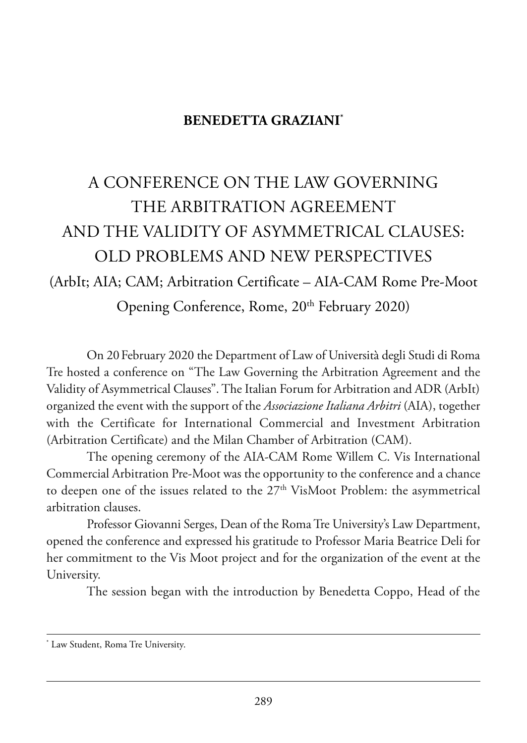**BENEDETTA GRAZIANI***

# A CONFERENCE ON THE LAW GOVERNING THE ARBITRATION AGREEMENT AND THE VALIDITY OF ASYMMETRICAL CLAUSES: OLD PROBLEMS AND NEW PERSPECTIVES

(ArbIt; AIA; CAM; Arbitration Certificate – AIA-CAM Rome Pre-Moot Opening Conference, Rome, 20th February 2020)

On 20 February 2020 the Department of Law of Università degli Studi di Roma Tre hosted a conference on "The Law Governing the Arbitration Agreement and the Validity of Asymmetrical Clauses". The Italian Forum for Arbitration and ADR (ArbIt) organized the event with the support of the *Associazione Italiana Arbitri* (AIA), together with the Certificate for International Commercial and Investment Arbitration (Arbitration Certificate) and the Milan Chamber of Arbitration (CAM).

The opening ceremony of the AIA-CAM Rome Willem C. Vis International Commercial Arbitration Pre-Moot was the opportunity to the conference and a chance to deepen one of the issues related to the 27th VisMoot Problem: the asymmetrical arbitration clauses.

Professor Giovanni Serges, Dean of the Roma Tre University's Law Department, opened the conference and expressed his gratitude to Professor Maria Beatrice Deli for her commitment to the Vis Moot project and for the organization of the event at the University.

The session began with the introduction by Benedetta Coppo, Head of the

---

\* Law Student, Roma Tre University.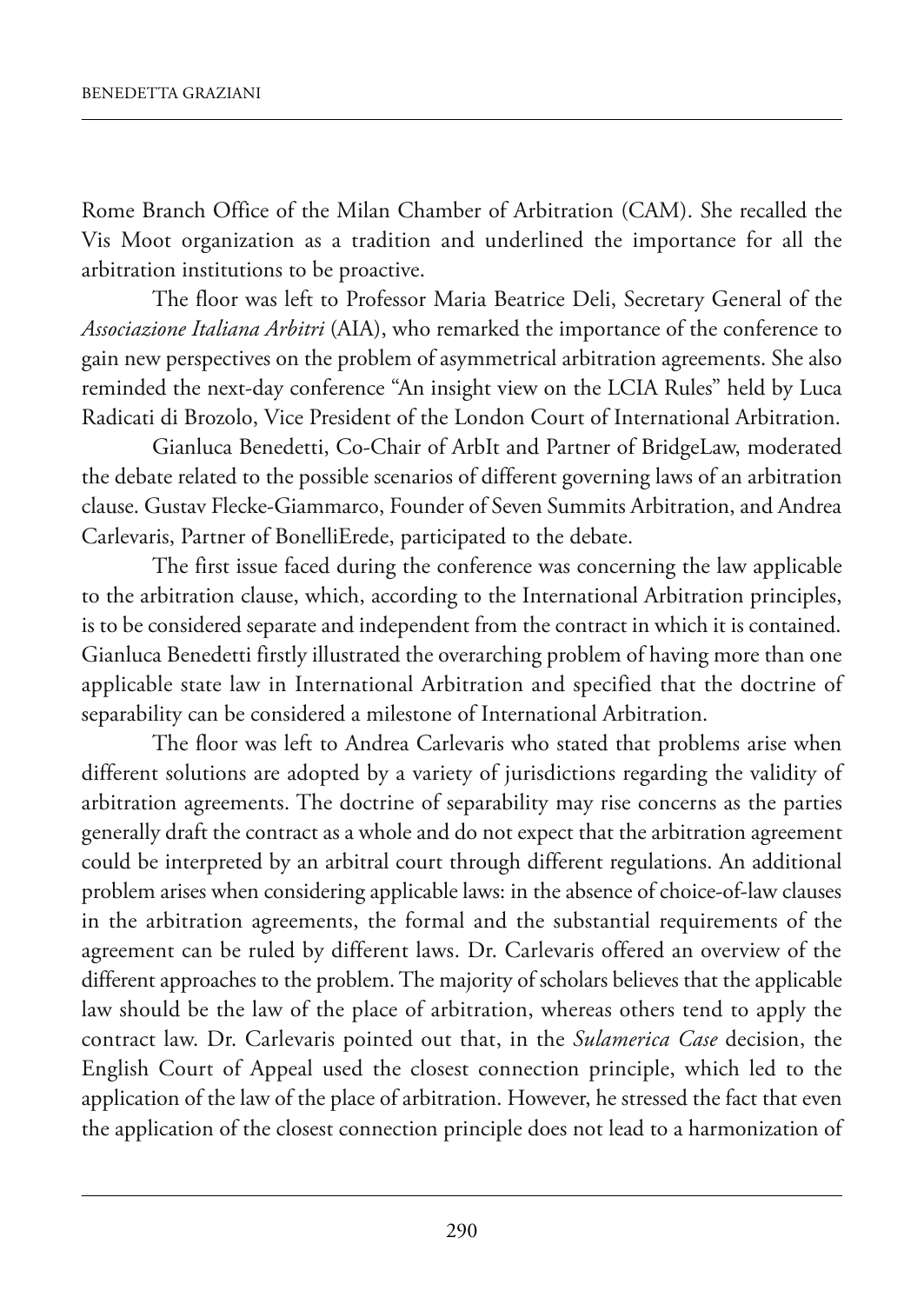Rome Branch Office of the Milan Chamber of Arbitration (CAM). She recalled the Vis Moot organization as a tradition and underlined the importance for all the arbitration institutions to be proactive.

The floor was left to Professor Maria Beatrice Deli, Secretary General of the *Associazione Italiana Arbitri* (AIA), who remarked the importance of the conference to gain new perspectives on the problem of asymmetrical arbitration agreements. She also reminded the next-day conference "An insight view on the LCIA Rules" held by Luca Radicati di Brozolo, Vice President of the London Court of International Arbitration.

Gianluca Benedetti, Co-Chair of ArbIt and Partner of BridgeLaw, moderated the debate related to the possible scenarios of different governing laws of an arbitration clause. Gustav Flecke-Giammarco, Founder of Seven Summits Arbitration, and Andrea Carlevaris, Partner of BonelliErede, participated to the debate.

The first issue faced during the conference was concerning the law applicable to the arbitration clause, which, according to the International Arbitration principles, is to be considered separate and independent from the contract in which it is contained. Gianluca Benedetti firstly illustrated the overarching problem of having more than one applicable state law in International Arbitration and specified that the doctrine of separability can be considered a milestone of International Arbitration.

The floor was left to Andrea Carlevaris who stated that problems arise when different solutions are adopted by a variety of jurisdictions regarding the validity of arbitration agreements. The doctrine of separability may rise concerns as the parties generally draft the contract as a whole and do not expect that the arbitration agreement could be interpreted by an arbitral court through different regulations. An additional problem arises when considering applicable laws: in the absence of choice-of-law clauses in the arbitration agreements, the formal and the substantial requirements of the agreement can be ruled by different laws. Dr. Carlevaris offered an overview of the different approaches to the problem. The majority of scholars believes that the applicable law should be the law of the place of arbitration, whereas others tend to apply the contract law. Dr. Carlevaris pointed out that, in the *Sulamerica Case* decision, the English Court of Appeal used the closest connection principle, which led to the application of the law of the place of arbitration. However, he stressed the fact that even the application of the closest connection principle does not lead to a harmonization of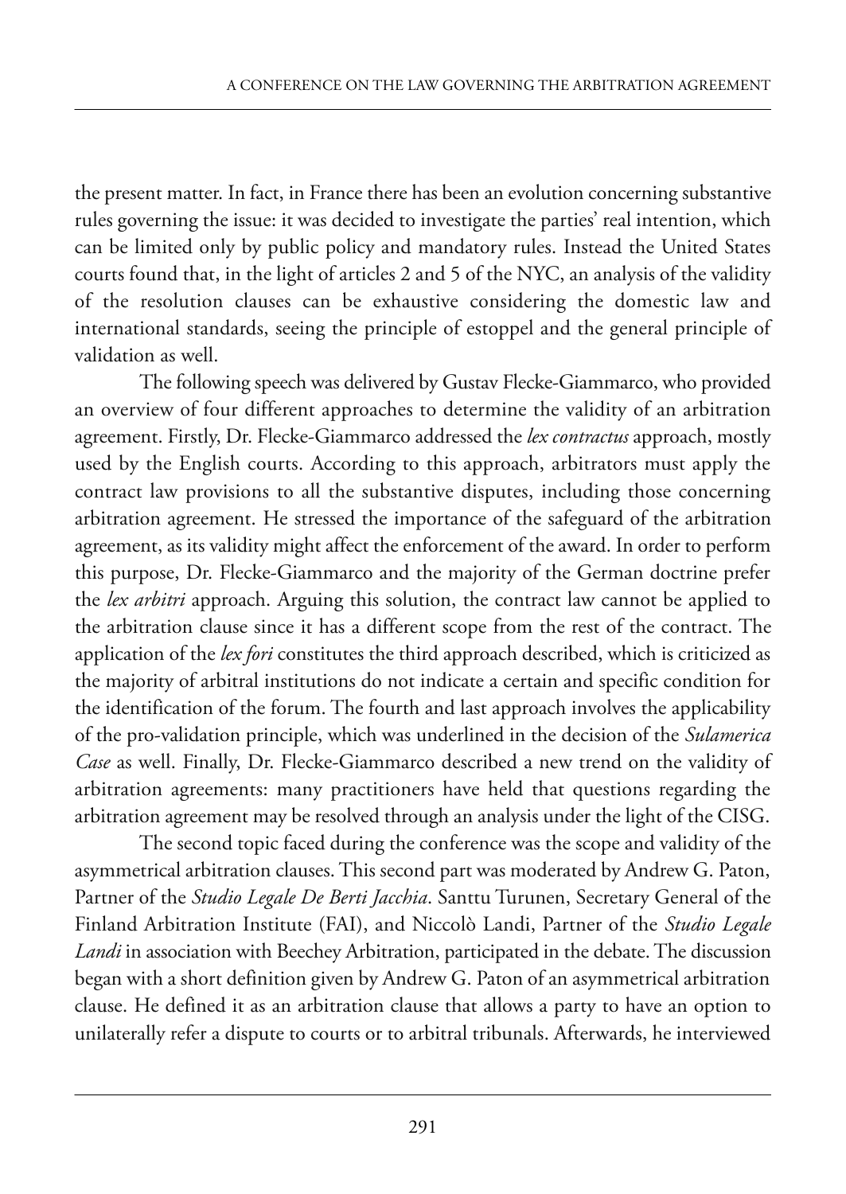the present matter. In fact, in France there has been an evolution concerning substantive rules governing the issue: it was decided to investigate the parties' real intention, which can be limited only by public policy and mandatory rules. Instead the United States courts found that, in the light of articles 2 and 5 of the NYC, an analysis of the validity of the resolution clauses can be exhaustive considering the domestic law and international standards, seeing the principle of estoppel and the general principle of validation as well.

The following speech was delivered by Gustav Flecke-Giammarco, who provided an overview of four different approaches to determine the validity of an arbitration agreement. Firstly, Dr. Flecke-Giammarco addressed the *lex contractus* approach, mostly used by the English courts. According to this approach, arbitrators must apply the contract law provisions to all the substantive disputes, including those concerning arbitration agreement. He stressed the importance of the safeguard of the arbitration agreement, as its validity might affect the enforcement of the award. In order to perform this purpose, Dr. Flecke-Giammarco and the majority of the German doctrine prefer the *lex arbitri* approach. Arguing this solution, the contract law cannot be applied to the arbitration clause since it has a different scope from the rest of the contract. The application of the *lex fori* constitutes the third approach described, which is criticized as the majority of arbitral institutions do not indicate a certain and specific condition for the identification of the forum. The fourth and last approach involves the applicability of the pro-validation principle, which was underlined in the decision of the *Sulamerica Case* as well. Finally, Dr. Flecke-Giammarco described a new trend on the validity of arbitration agreements: many practitioners have held that questions regarding the arbitration agreement may be resolved through an analysis under the light of the CISG.

The second topic faced during the conference was the scope and validity of the asymmetrical arbitration clauses. This second part was moderated by Andrew G. Paton, Partner of the *Studio Legale De Berti Jacchia*. Santtu Turunen, Secretary General of the Finland Arbitration Institute (FAI), and Niccolò Landi, Partner of the *Studio Legale Landi* in association with Beechey Arbitration, participated in the debate. The discussion began with a short definition given by Andrew G. Paton of an asymmetrical arbitration clause. He defined it as an arbitration clause that allows a party to have an option to unilaterally refer a dispute to courts or to arbitral tribunals. Afterwards, he interviewed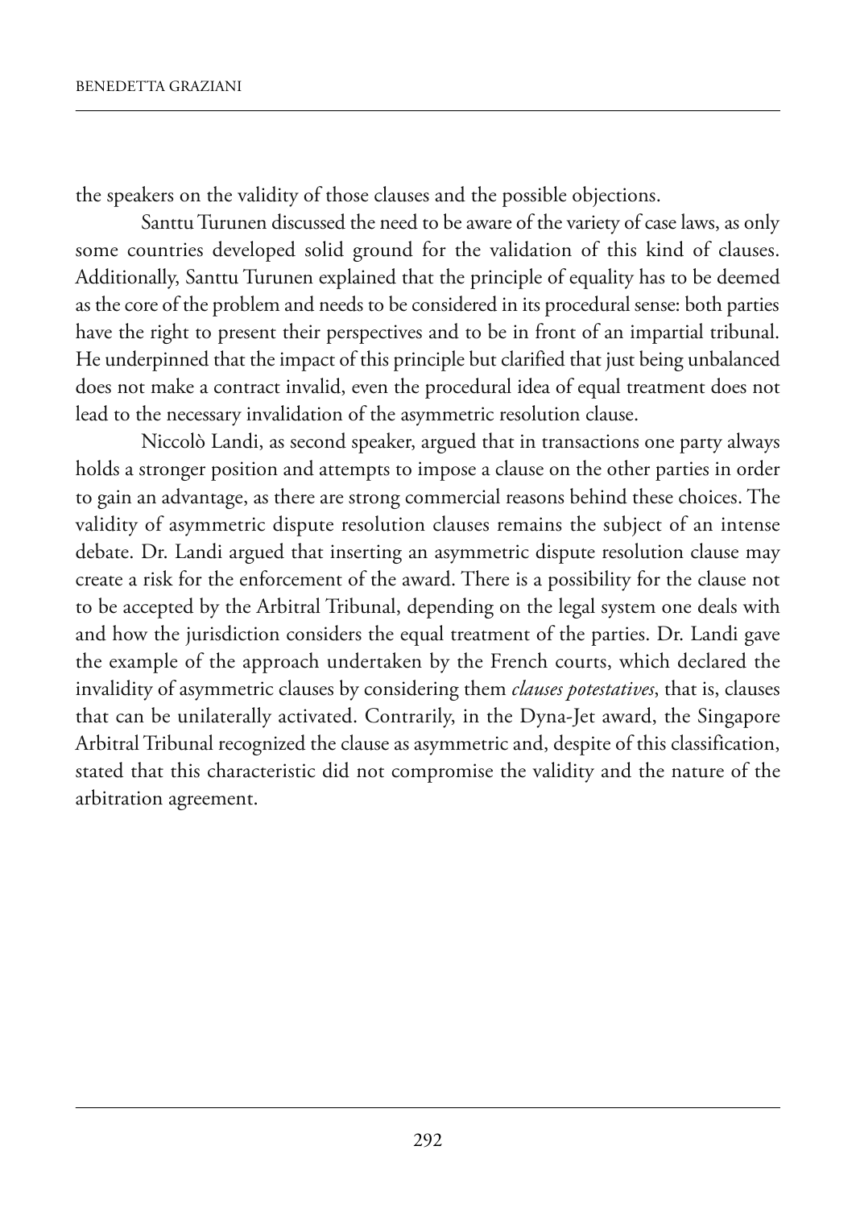the speakers on the validity of those clauses and the possible objections.

Santtu Turunen discussed the need to be aware of the variety of case laws, as only some countries developed solid ground for the validation of this kind of clauses. Additionally, Santtu Turunen explained that the principle of equality has to be deemed as the core of the problem and needs to be considered in its procedural sense: both parties have the right to present their perspectives and to be in front of an impartial tribunal. He underpinned that the impact of this principle but clarified that just being unbalanced does not make a contract invalid, even the procedural idea of equal treatment does not lead to the necessary invalidation of the asymmetric resolution clause.

Niccolò Landi, as second speaker, argued that in transactions one party always holds a stronger position and attempts to impose a clause on the other parties in order to gain an advantage, as there are strong commercial reasons behind these choices. The validity of asymmetric dispute resolution clauses remains the subject of an intense debate. Dr. Landi argued that inserting an asymmetric dispute resolution clause may create a risk for the enforcement of the award. There is a possibility for the clause not to be accepted by the Arbitral Tribunal, depending on the legal system one deals with and how the jurisdiction considers the equal treatment of the parties. Dr. Landi gave the example of the approach undertaken by the French courts, which declared the invalidity of asymmetric clauses by considering them *clauses potestatives*, that is, clauses that can be unilaterally activated. Contrarily, in the Dyna-Jet award, the Singapore Arbitral Tribunal recognized the clause as asymmetric and, despite of this classification, stated that this characteristic did not compromise the validity and the nature of the arbitration agreement.